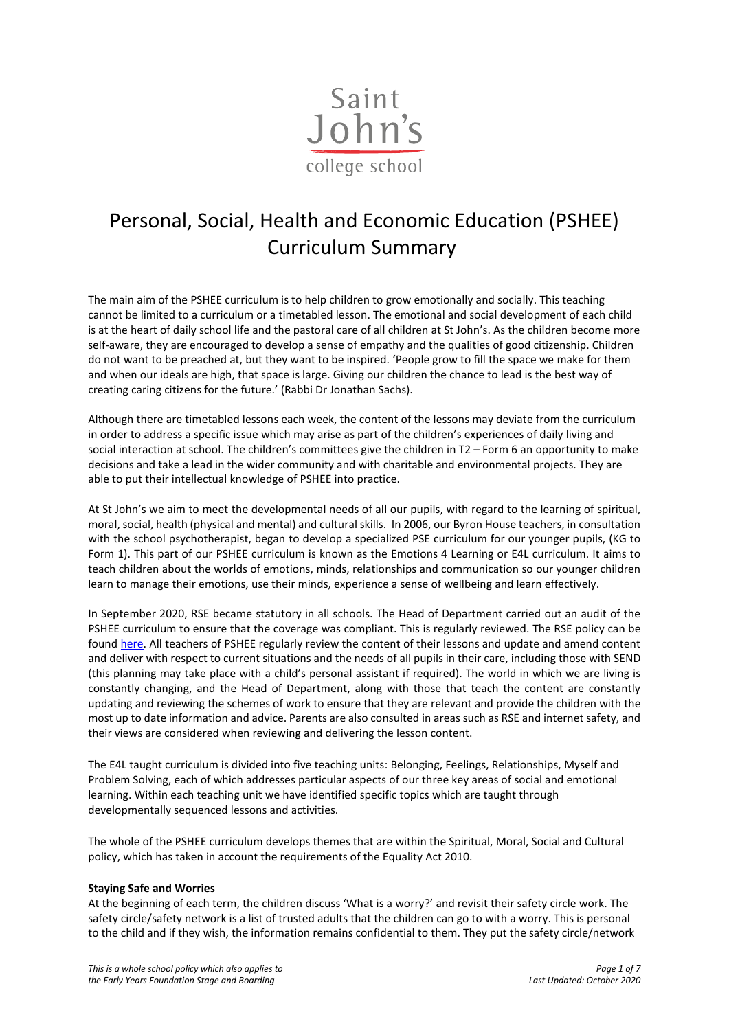Saint John's college school

# Personal, Social, Health and Economic Education (PSHEE) Curriculum Summary

The main aim of the PSHEE curriculum is to help children to grow emotionally and socially. This teaching cannot be limited to a curriculum or a timetabled lesson. The emotional and social development of each child is at the heart of daily school life and the pastoral care of all children at St John's. As the children become more self-aware, they are encouraged to develop a sense of empathy and the qualities of good citizenship. Children do not want to be preached at, but they want to be inspired. 'People grow to fill the space we make for them and when our ideals are high, that space is large. Giving our children the chance to lead is the best way of creating caring citizens for the future.' (Rabbi Dr Jonathan Sachs).

Although there are timetabled lessons each week, the content of the lessons may deviate from the curriculum in order to address a specific issue which may arise as part of the children's experiences of daily living and social interaction at school. The children's committees give the children in T2 – Form 6 an opportunity to make decisions and take a lead in the wider community and with charitable and environmental projects. They are able to put their intellectual knowledge of PSHEE into practice.

At St John's we aim to meet the developmental needs of all our pupils, with regard to the learning of spiritual, moral, social, health (physical and mental) and cultural skills. In 2006, our Byron House teachers, in consultation with the school psychotherapist, began to develop a specialized PSE curriculum for our younger pupils, (KG to Form 1). This part of our PSHEE curriculum is known as the Emotions 4 Learning or E4L curriculum. It aims to teach children about the worlds of emotions, minds, relationships and communication so our younger children learn to manage their emotions, use their minds, experience a sense of wellbeing and learn effectively.

In September 2020, RSE became statutory in all schools. The Head of Department carried out an audit of the PSHEE curriculum to ensure that the coverage was compliant. This is regularly reviewed. The RSE policy can be found here. All teachers of PSHEE regularly review the content of their lessons and update and amend content and deliver with respect to current situations and the needs of all pupils in their care, including those with SEND (this planning may take place with a child's personal assistant if required). The world in which we are living is constantly changing, and the Head of Department, along with those that teach the content are constantly updating and reviewing the schemes of work to ensure that they are relevant and provide the children with the most up to date information and advice. Parents are also consulted in areas such as RSE and internet safety, and their views are considered when reviewing and delivering the lesson content.

The E4L taught curriculum is divided into five teaching units: Belonging, Feelings, Relationships, Myself and Problem Solving, each of which addresses particular aspects of our three key areas of social and emotional learning. Within each teaching unit we have identified specific topics which are taught through developmentally sequenced lessons and activities.

The whole of the PSHEE curriculum develops themes that are within the Spiritual, Moral, Social and Cultural policy, which has taken in account the requirements of the Equality Act 2010.

**Staying Safe and Worries**

At the beginning of each term, the children discuss 'What is a worry?' and revisit their safety circle work. The safety circle/safety network is a list of trusted adults that the children can go to with a worry. This is personal to the child and if they wish, the information remains confidential to them. They put the safety circle/network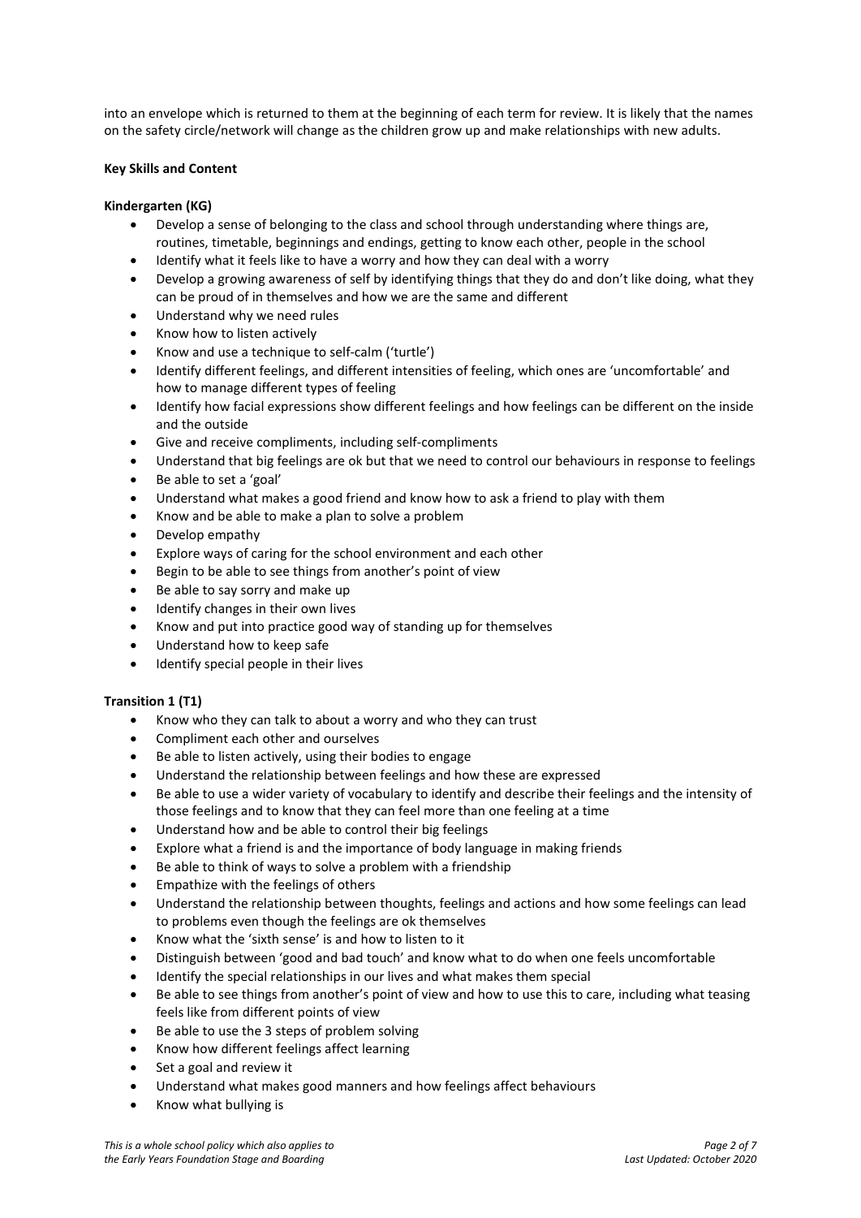into an envelope which is returned to them at the beginning of each term for review. It is likely that the names on the safety circle/network will change as the children grow up and make relationships with new adults.

**Key Skills and Content**

**Kindergarten (KG)**

- Develop a sense of belonging to the class and school through understanding where things are, routines, timetable, beginnings and endings, getting to know each other, people in the school
- Identify what it feels like to have a worry and how they can deal with a worry
- Develop a growing awareness of self by identifying things that they do and don't like doing, what they can be proud of in themselves and how we are the same and different
- Understand why we need rules
- Know how to listen actively
- Know and use a technique to self-calm ('turtle')
- Identify different feelings, and different intensities of feeling, which ones are 'uncomfortable' and how to manage different types of feeling
- Identify how facial expressions show different feelings and how feelings can be different on the inside and the outside
- Give and receive compliments, including self-compliments
- Understand that big feelings are ok but that we need to control our behaviours in response to feelings
- Be able to set a 'goal'
- Understand what makes a good friend and know how to ask a friend to play with them
- Know and be able to make a plan to solve a problem
- Develop empathy
- Explore ways of caring for the school environment and each other
- Begin to be able to see things from another's point of view
- Be able to say sorry and make up
- Identify changes in their own lives
- Know and put into practice good way of standing up for themselves
- Understand how to keep safe
- Identify special people in their lives

**Transition 1 (T1)**

- Know who they can talk to about a worry and who they can trust
- Compliment each other and ourselves
- Be able to listen actively, using their bodies to engage
- Understand the relationship between feelings and how these are expressed
- Be able to use a wider variety of vocabulary to identify and describe their feelings and the intensity of those feelings and to know that they can feel more than one feeling at a time
- Understand how and be able to control their big feelings
- Explore what a friend is and the importance of body language in making friends
- Be able to think of ways to solve a problem with a friendship
- Empathize with the feelings of others
- Understand the relationship between thoughts, feelings and actions and how some feelings can lead to problems even though the feelings are ok themselves
- Know what the 'sixth sense' is and how to listen to it
- Distinguish between 'good and bad touch' and know what to do when one feels uncomfortable
- Identify the special relationships in our lives and what makes them special
- Be able to see things from another's point of view and how to use this to care, including what teasing feels like from different points of view
- Be able to use the 3 steps of problem solving
- Know how different feelings affect learning
- Set a goal and review it
- Understand what makes good manners and how feelings affect behaviours
- Know what bullying is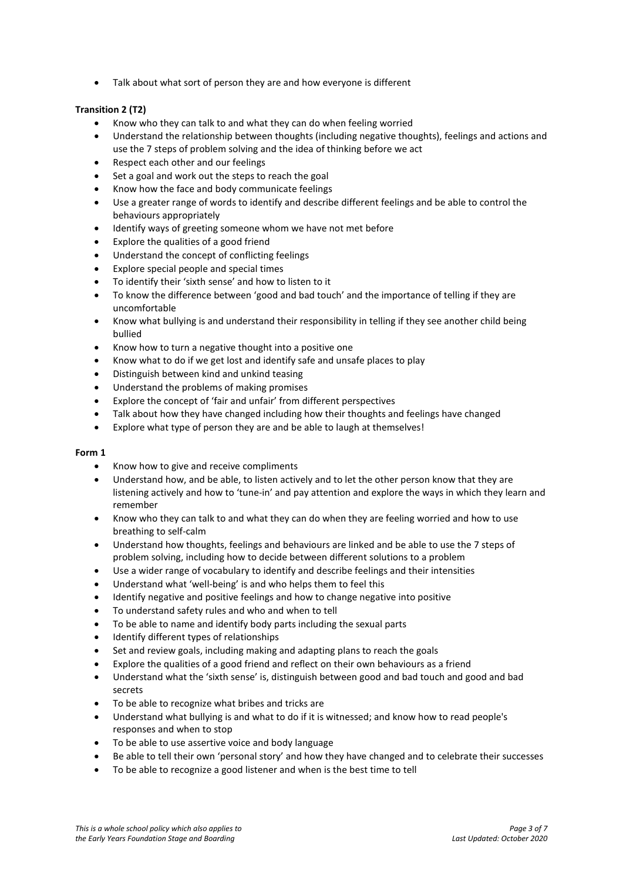- Talk about what sort of person they are and how everyone is different

**Transition 2 (T2)**

- Know who they can talk to and what they can do when feeling worried
- Understand the relationship between thoughts (including negative thoughts), feelings and actions and use the 7 steps of problem solving and the idea of thinking before we act
- Respect each other and our feelings
- Set a goal and work out the steps to reach the goal
- Know how the face and body communicate feelings
- Use a greater range of words to identify and describe different feelings and be able to control the behaviours appropriately
- Identify ways of greeting someone whom we have not met before
- Explore the qualities of a good friend
- Understand the concept of conflicting feelings
- Explore special people and special times
- To identify their 'sixth sense' and how to listen to it
- To know the difference between 'good and bad touch' and the importance of telling if they are uncomfortable
- Know what bullying is and understand their responsibility in telling if they see another child being bullied
- Know how to turn a negative thought into a positive one
- Know what to do if we get lost and identify safe and unsafe places to play
- Distinguish between kind and unkind teasing
- Understand the problems of making promises
- Explore the concept of 'fair and unfair' from different perspectives
- Talk about how they have changed including how their thoughts and feelings have changed
- Explore what type of person they are and be able to laugh at themselves!

**Form 1**

- Know how to give and receive compliments
- Understand how, and be able, to listen actively and to let the other person know that they are listening actively and how to 'tune-in' and pay attention and explore the ways in which they learn and remember
- Know who they can talk to and what they can do when they are feeling worried and how to use breathing to self-calm
- Understand how thoughts, feelings and behaviours are linked and be able to use the 7 steps of problem solving, including how to decide between different solutions to a problem
- Use a wider range of vocabulary to identify and describe feelings and their intensities
- Understand what 'well-being' is and who helps them to feel this
- Identify negative and positive feelings and how to change negative into positive
- To understand safety rules and who and when to tell
- To be able to name and identify body parts including the sexual parts
- Identify different types of relationships
- Set and review goals, including making and adapting plans to reach the goals
- Explore the qualities of a good friend and reflect on their own behaviours as a friend
- Understand what the 'sixth sense' is, distinguish between good and bad touch and good and bad secrets
- To be able to recognize what bribes and tricks are
- Understand what bullying is and what to do if it is witnessed; and know how to read people's responses and when to stop
- To be able to use assertive voice and body language
- Be able to tell their own 'personal story' and how they have changed and to celebrate their successes
- To be able to recognize a good listener and when is the best time to tell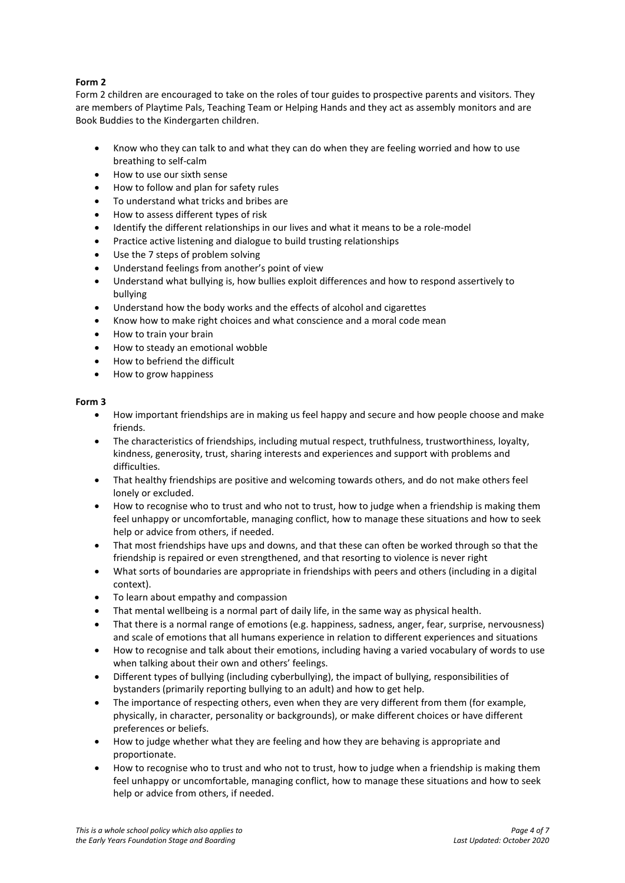**Form 2**

Form 2 children are encouraged to take on the roles of tour guides to prospective parents and visitors. They are members of Playtime Pals, Teaching Team or Helping Hands and they act as assembly monitors and are Book Buddies to the Kindergarten children.

- Know who they can talk to and what they can do when they are feeling worried and how to use breathing to self-calm
- How to use our sixth sense
- How to follow and plan for safety rules
- To understand what tricks and bribes are
- How to assess different types of risk
- Identify the different relationships in our lives and what it means to be a role-model
- Practice active listening and dialogue to build trusting relationships
- Use the 7 steps of problem solving
- Understand feelings from another's point of view
- Understand what bullying is, how bullies exploit differences and how to respond assertively to bullying
- Understand how the body works and the effects of alcohol and cigarettes
- Know how to make right choices and what conscience and a moral code mean
- How to train your brain
- How to steady an emotional wobble
- How to befriend the difficult
- How to grow happiness

**Form 3**

- How important friendships are in making us feel happy and secure and how people choose and make friends.
- The characteristics of friendships, including mutual respect, truthfulness, trustworthiness, loyalty, kindness, generosity, trust, sharing interests and experiences and support with problems and difficulties.
- That healthy friendships are positive and welcoming towards others, and do not make others feel lonely or excluded.
- How to recognise who to trust and who not to trust, how to judge when a friendship is making them feel unhappy or uncomfortable, managing conflict, how to manage these situations and how to seek help or advice from others, if needed.
- That most friendships have ups and downs, and that these can often be worked through so that the friendship is repaired or even strengthened, and that resorting to violence is never right
- What sorts of boundaries are appropriate in friendships with peers and others (including in a digital context).
- To learn about empathy and compassion
- That mental wellbeing is a normal part of daily life, in the same way as physical health.
- That there is a normal range of emotions (e.g. happiness, sadness, anger, fear, surprise, nervousness) and scale of emotions that all humans experience in relation to different experiences and situations
- How to recognise and talk about their emotions, including having a varied vocabulary of words to use when talking about their own and others' feelings.
- Different types of bullying (including cyberbullying), the impact of bullying, responsibilities of bystanders (primarily reporting bullying to an adult) and how to get help.
- The importance of respecting others, even when they are very different from them (for example, physically, in character, personality or backgrounds), or make different choices or have different preferences or beliefs.
- How to judge whether what they are feeling and how they are behaving is appropriate and proportionate.
- How to recognise who to trust and who not to trust, how to judge when a friendship is making them feel unhappy or uncomfortable, managing conflict, how to manage these situations and how to seek help or advice from others, if needed.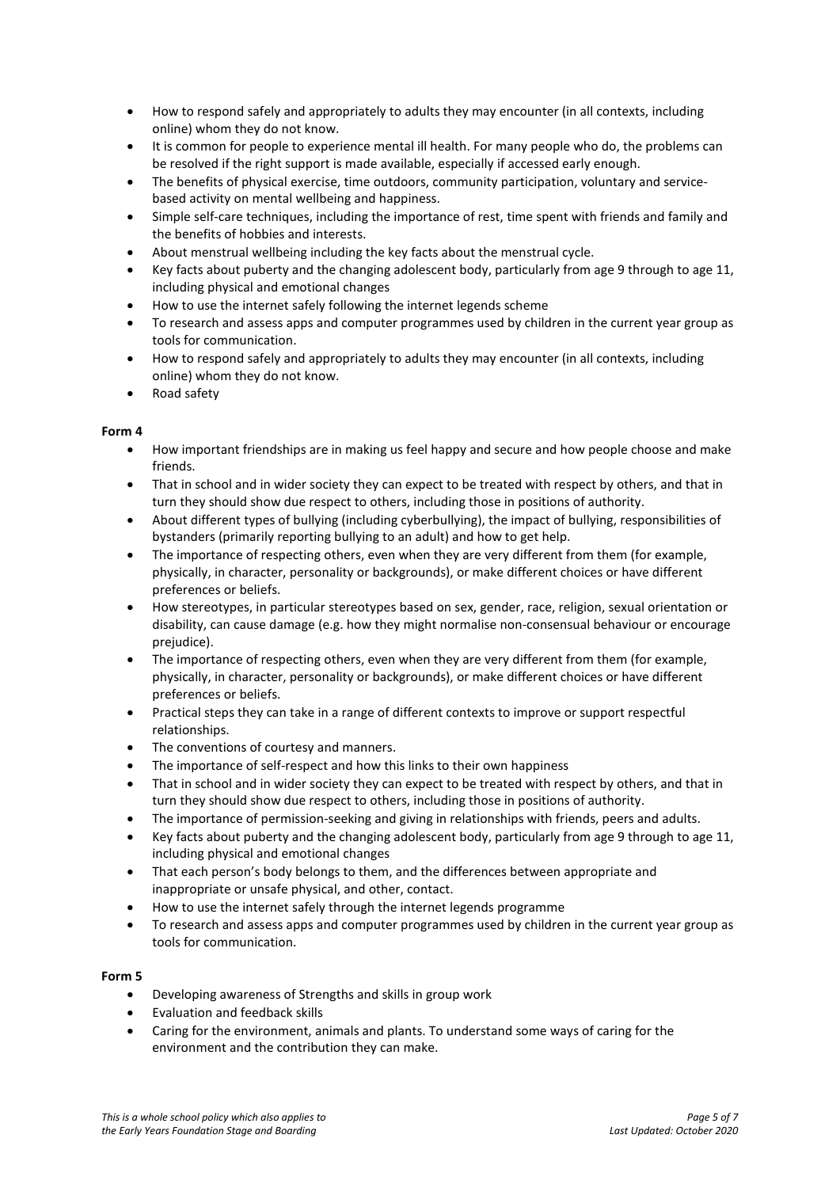- How to respond safely and appropriately to adults they may encounter (in all contexts, including online) whom they do not know.
- It is common for people to experience mental ill health. For many people who do, the problems can be resolved if the right support is made available, especially if accessed early enough.
- The benefits of physical exercise, time outdoors, community participation, voluntary and service-based activity on mental wellbeing and happiness.
- Simple self-care techniques, including the importance of rest, time spent with friends and family and the benefits of hobbies and interests.
- About menstrual wellbeing including the key facts about the menstrual cycle.
- Key facts about puberty and the changing adolescent body, particularly from age 9 through to age 11, including physical and emotional changes
- How to use the internet safely following the internet legends scheme
- To research and assess apps and computer programmes used by children in the current year group as tools for communication.
- How to respond safely and appropriately to adults they may encounter (in all contexts, including online) whom they do not know.
- Road safety

**Form 4**

- How important friendships are in making us feel happy and secure and how people choose and make friends.
- That in school and in wider society they can expect to be treated with respect by others, and that in turn they should show due respect to others, including those in positions of authority.
- About different types of bullying (including cyberbullying), the impact of bullying, responsibilities of bystanders (primarily reporting bullying to an adult) and how to get help.
- The importance of respecting others, even when they are very different from them (for example, physically, in character, personality or backgrounds), or make different choices or have different preferences or beliefs.
- How stereotypes, in particular stereotypes based on sex, gender, race, religion, sexual orientation or disability, can cause damage (e.g. how they might normalise non-consensual behaviour or encourage prejudice).
- The importance of respecting others, even when they are very different from them (for example, physically, in character, personality or backgrounds), or make different choices or have different preferences or beliefs.
- Practical steps they can take in a range of different contexts to improve or support respectful relationships.
- The conventions of courtesy and manners.
- The importance of self-respect and how this links to their own happiness
- That in school and in wider society they can expect to be treated with respect by others, and that in turn they should show due respect to others, including those in positions of authority.
- The importance of permission-seeking and giving in relationships with friends, peers and adults.
- Key facts about puberty and the changing adolescent body, particularly from age 9 through to age 11, including physical and emotional changes
- That each person's body belongs to them, and the differences between appropriate and inappropriate or unsafe physical, and other, contact.
- How to use the internet safely through the internet legends programme
- To research and assess apps and computer programmes used by children in the current year group as tools for communication.

**Form 5**

- Developing awareness of Strengths and skills in group work
- Evaluation and feedback skills
- Caring for the environment, animals and plants. To understand some ways of caring for the environment and the contribution they can make.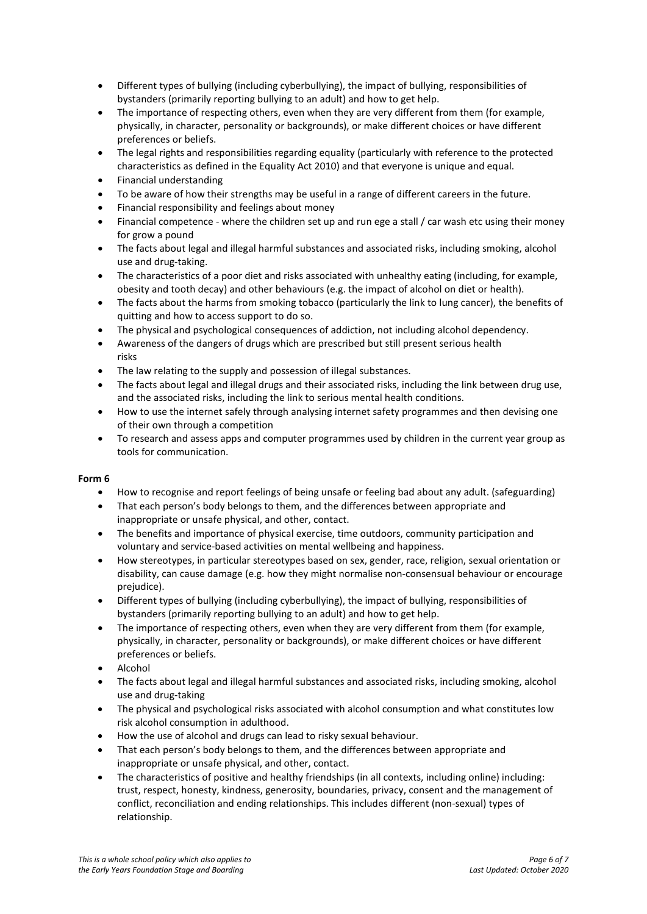- Different types of bullying (including cyberbullying), the impact of bullying, responsibilities of bystanders (primarily reporting bullying to an adult) and how to get help.
- The importance of respecting others, even when they are very different from them (for example, physically, in character, personality or backgrounds), or make different choices or have different preferences or beliefs.
- The legal rights and responsibilities regarding equality (particularly with reference to the protected characteristics as defined in the Equality Act 2010) and that everyone is unique and equal.
- Financial understanding
- To be aware of how their strengths may be useful in a range of different careers in the future.
- Financial responsibility and feelings about money
- Financial competence - where the children set up and run ege a stall / car wash etc using their money for grow a pound
- The facts about legal and illegal harmful substances and associated risks, including smoking, alcohol use and drug-taking.
- The characteristics of a poor diet and risks associated with unhealthy eating (including, for example, obesity and tooth decay) and other behaviours (e.g. the impact of alcohol on diet or health).
- The facts about the harms from smoking tobacco (particularly the link to lung cancer), the benefits of quitting and how to access support to do so.
- The physical and psychological consequences of addiction, not including alcohol dependency.
- Awareness of the dangers of drugs which are prescribed but still present serious health risks
- The law relating to the supply and possession of illegal substances.
- The facts about legal and illegal drugs and their associated risks, including the link between drug use, and the associated risks, including the link to serious mental health conditions.
- How to use the internet safely through analysing internet safety programmes and then devising one of their own through a competition
- To research and assess apps and computer programmes used by children in the current year group as tools for communication.

**Form 6**

- How to recognise and report feelings of being unsafe or feeling bad about any adult. (safeguarding)
- That each person's body belongs to them, and the differences between appropriate and inappropriate or unsafe physical, and other, contact.
- The benefits and importance of physical exercise, time outdoors, community participation and voluntary and service-based activities on mental wellbeing and happiness.
- How stereotypes, in particular stereotypes based on sex, gender, race, religion, sexual orientation or disability, can cause damage (e.g. how they might normalise non-consensual behaviour or encourage prejudice).
- Different types of bullying (including cyberbullying), the impact of bullying, responsibilities of bystanders (primarily reporting bullying to an adult) and how to get help.
- The importance of respecting others, even when they are very different from them (for example, physically, in character, personality or backgrounds), or make different choices or have different preferences or beliefs.
- Alcohol
- The facts about legal and illegal harmful substances and associated risks, including smoking, alcohol use and drug-taking
- The physical and psychological risks associated with alcohol consumption and what constitutes low risk alcohol consumption in adulthood.
- How the use of alcohol and drugs can lead to risky sexual behaviour.
- That each person's body belongs to them, and the differences between appropriate and inappropriate or unsafe physical, and other, contact.
- The characteristics of positive and healthy friendships (in all contexts, including online) including: trust, respect, honesty, kindness, generosity, boundaries, privacy, consent and the management of conflict, reconciliation and ending relationships. This includes different (non-sexual) types of relationship.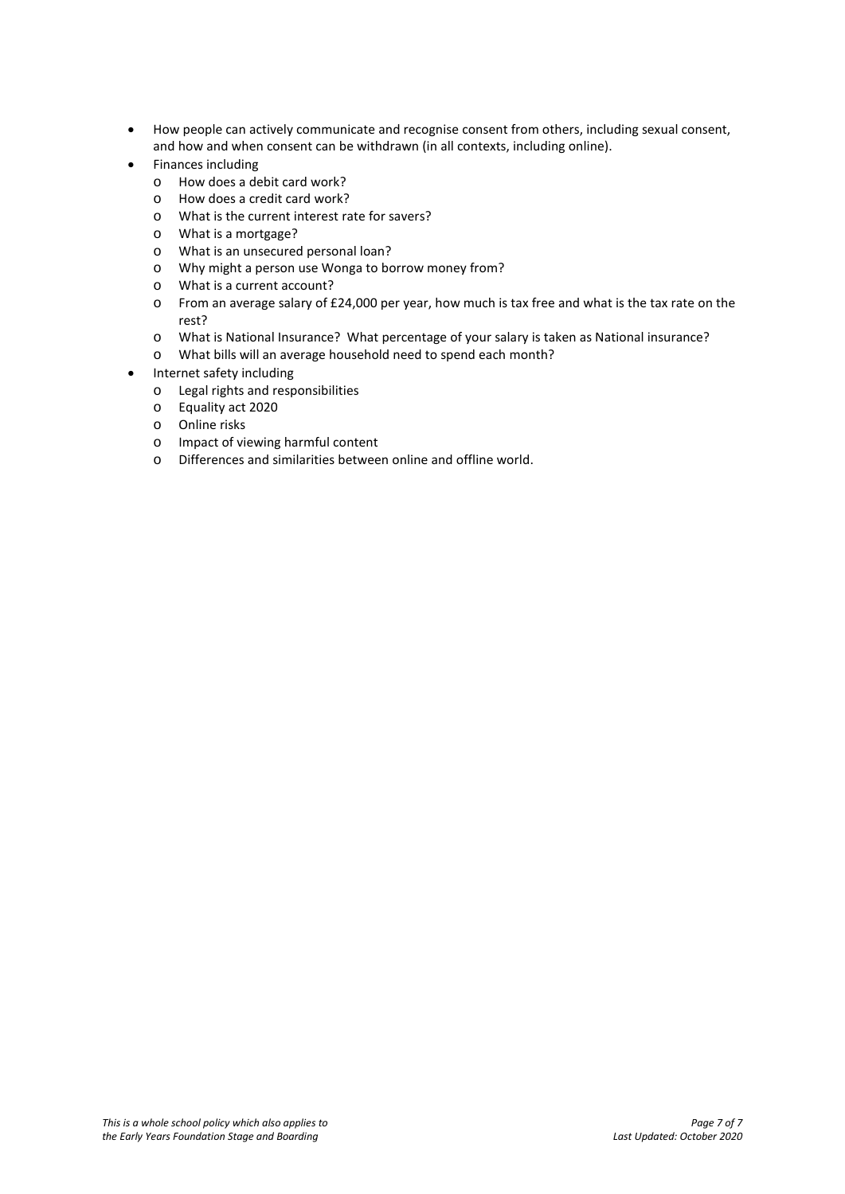- How people can actively communicate and recognise consent from others, including sexual consent, and how and when consent can be withdrawn (in all contexts, including online).
- Finances including
  - How does a debit card work?
  - How does a credit card work?
  - What is the current interest rate for savers?
  - What is a mortgage?
  - What is an unsecured personal loan?
  - Why might a person use Wonga to borrow money from?
  - What is a current account?
  - From an average salary of £24,000 per year, how much is tax free and what is the tax rate on the rest?
  - What is National Insurance? What percentage of your salary is taken as National insurance?
  - What bills will an average household need to spend each month?
- Internet safety including
  - Legal rights and responsibilities
  - Equality act 2020
  - Online risks
  - Impact of viewing harmful content
  - Differences and similarities between online and offline world.